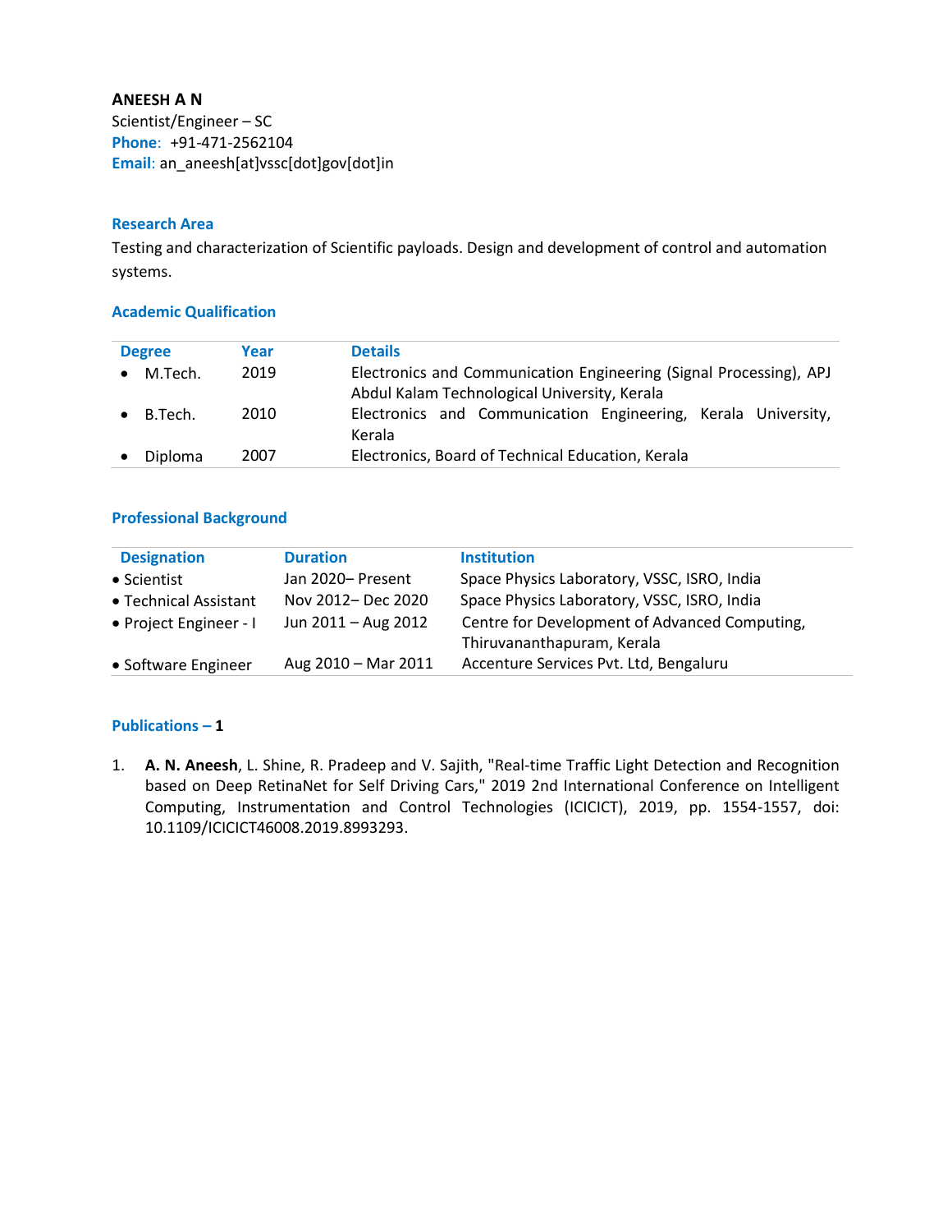**ANEESH A N**
Scientist/Engineer – SC
**Phone**: +91-471-2562104
**Email**: an_aneesh[at]vssc[dot]gov[dot]in

## Research Area

Testing and characterization of Scientific payloads. Design and development of control and automation systems.

## Academic Qualification

| Degree | Year | Details |
|---|---|---|
| • M.Tech. | 2019 | Electronics and Communication Engineering (Signal Processing), APJ Abdul Kalam Technological University, Kerala |
| • B.Tech. | 2010 | Electronics and Communication Engineering, Kerala University, Kerala |
| • Diploma | 2007 | Electronics, Board of Technical Education, Kerala |

## Professional Background

| Designation | Duration | Institution |
|---|---|---|
| • Scientist | Jan 2020– Present | Space Physics Laboratory, VSSC, ISRO, India |
| • Technical Assistant | Nov 2012– Dec 2020 | Space Physics Laboratory, VSSC, ISRO, India |
| • Project Engineer - I | Jun 2011 – Aug 2012 | Centre for Development of Advanced Computing, Thiruvananthapuram, Kerala |
| • Software Engineer | Aug 2010 – Mar 2011 | Accenture Services Pvt. Ltd, Bengaluru |

## Publications – 1

1. **A. N. Aneesh**, L. Shine, R. Pradeep and V. Sajith, "Real-time Traffic Light Detection and Recognition based on Deep RetinaNet for Self Driving Cars," 2019 2nd International Conference on Intelligent Computing, Instrumentation and Control Technologies (ICICICT), 2019, pp. 1554-1557, doi: 10.1109/ICICICT46008.2019.8993293.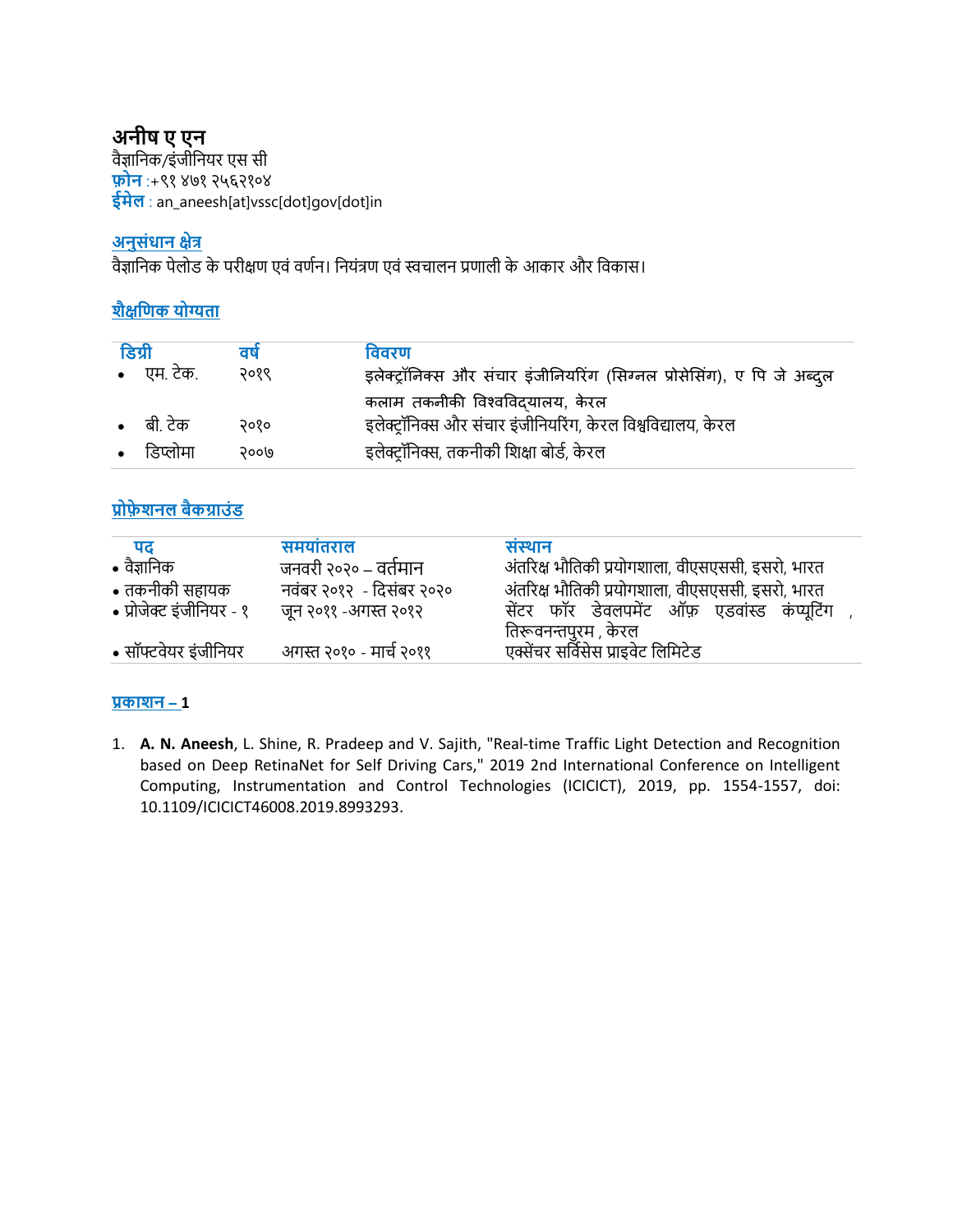# अनीष ए एन

वैज्ञानिक/इंजीनियर एस सी

**फ़ोन** :+९१ ४७१ २५६२१०४

**ईमेल** : an_aneesh[at]vssc[dot]gov[dot]in

## अनुसंधान क्षेत्र

वैज्ञानिक पेलोड के परीक्षण एवं वर्णन। नियंत्रण एवं स्वचालन प्रणाली के आकार और विकास।

## शैक्षणिक योग्यता

| डिग्री | वर्ष | विवरण |
|---|---|---|
| • एम. टेक. | २०१९ | इलेक्ट्रॉनिक्स और संचार इंजीनियरिंग (सिग्नल प्रोसेसिंग), ए पि जे अब्दुल कलाम तकनीकी विश्वविद्यालय, केरल |
| • बी. टेक | २०१० | इलेक्ट्रॉनिक्स और संचार इंजीनियरिंग, केरल विश्वविद्यालय, केरल |
| • डिप्लोमा | २००७ | इलेक्ट्रॉनिक्स, तकनीकी शिक्षा बोर्ड, केरल |

## प्रोफ़ेशनल बैकग्राउंड

| पद | समयांतराल | संस्थान |
|---|---|---|
| • वैज्ञानिक | जनवरी २०२० – वर्तमान | अंतरिक्ष भौतिकी प्रयोगशाला, वीएसएससी, इसरो, भारत |
| • तकनीकी सहायक | नवंबर २०१२ - दिसंबर २०२० | अंतरिक्ष भौतिकी प्रयोगशाला, वीएसएससी, इसरो, भारत |
| • प्रोजेक्ट इंजीनियर - १ | जून २०११ -अगस्त २०१२ | सेंटर फॉर डेवलपमेंट ऑफ़ एडवांस्ड कंप्यूटिंग , तिरूवनन्तपुरम , केरल |
| • सॉफ्टवेयर इंजीनियर | अगस्त २०१० - मार्च २०११ | एक्सेंचर सर्विसेस प्राइवेट लिमिटेड |

## प्रकाशन – 1

1. **A. N. Aneesh**, L. Shine, R. Pradeep and V. Sajith, "Real-time Traffic Light Detection and Recognition based on Deep RetinaNet for Self Driving Cars," 2019 2nd International Conference on Intelligent Computing, Instrumentation and Control Technologies (ICICICT), 2019, pp. 1554-1557, doi: 10.1109/ICICICT46008.2019.8993293.